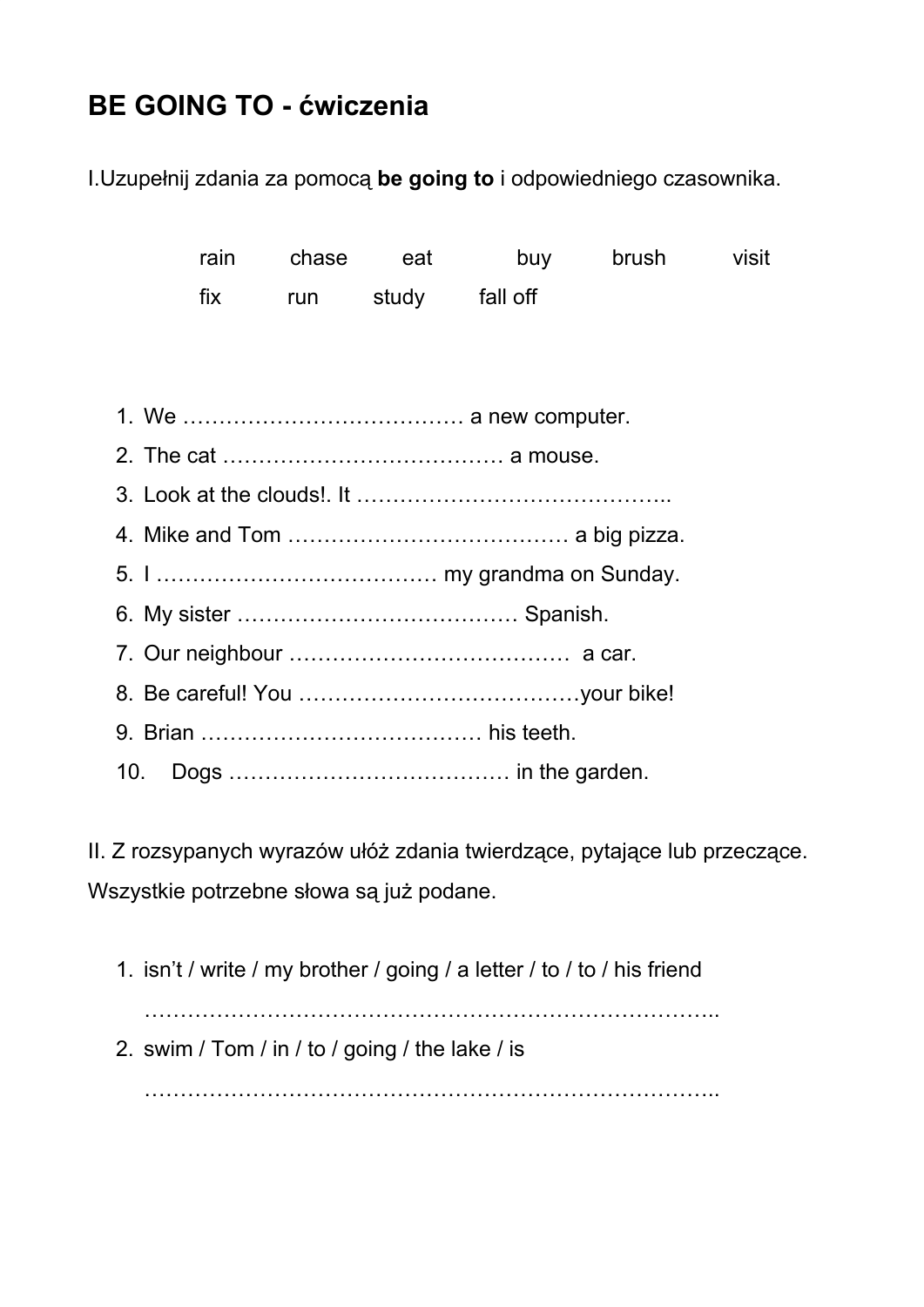# BE GOING TO - ćwiczenia

I.Uzupełnij zdania za pomocą **be going to** i odpowiedniego czasownika.

rain chase eat buy brush visit
fix run study fall off

1. We ………………………………… a new computer.
2. The cat ………………………………… a mouse.
3. Look at the clouds!. It ……………………………………..
4. Mike and Tom ………………………………… a big pizza.
5. I ………………………………… my grandma on Sunday.
6. My sister ………………………………… Spanish.
7. Our neighbour ………………………………… a car.
8. Be careful! You …………………………………your bike!
9. Brian ………………………………… his teeth.
10. Dogs ………………………………… in the garden.

II. Z rozsypanych wyrazów ułóż zdania twierdzące, pytające lub przeczące. Wszystkie potrzebne słowa są już podane.

1. isn't / write / my brother / going / a letter / to / to / his friend
   ………………………………………………………………………..
2. swim / Tom / in / to / going / the lake / is
   ………………………………………………………………………..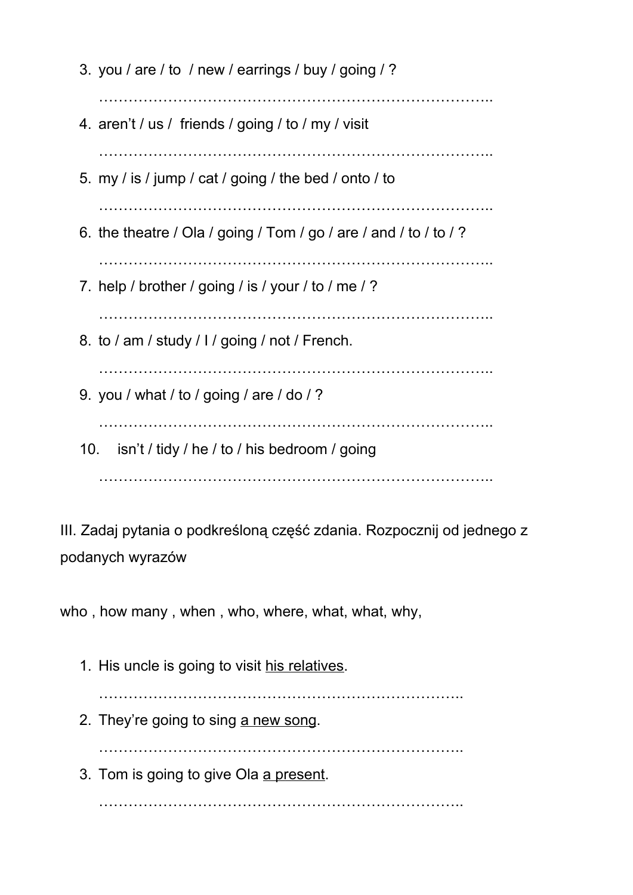3. you / are / to / new / earrings / buy / going / ?

   …………………………………………………………………..

4. aren't / us / friends / going / to / my / visit

   …………………………………………………………………..

5. my / is / jump / cat / going / the bed / onto / to

   …………………………………………………………………..

6. the theatre / Ola / going / Tom / go / are / and / to / to / ?

   …………………………………………………………………..

7. help / brother / going / is / your / to / me / ?

   …………………………………………………………………..

8. to / am / study / I / going / not / French.

   …………………………………………………………………..

9. you / what / to / going / are / do / ?

   …………………………………………………………………..

10. isn't / tidy / he / to / his bedroom / going

    …………………………………………………………………..

III. Zadaj pytania o podkreśloną część zdania. Rozpocznij od jednego z podanych wyrazów

who , how many , when , who, where, what, what, why,

1. His uncle is going to visit <u>his relatives</u>.

   ……………………………………………………………….

2. They're going to sing <u>a new song</u>.

   ……………………………………………………………….

3. Tom is going to give Ola <u>a present</u>.

   ……………………………………………………………….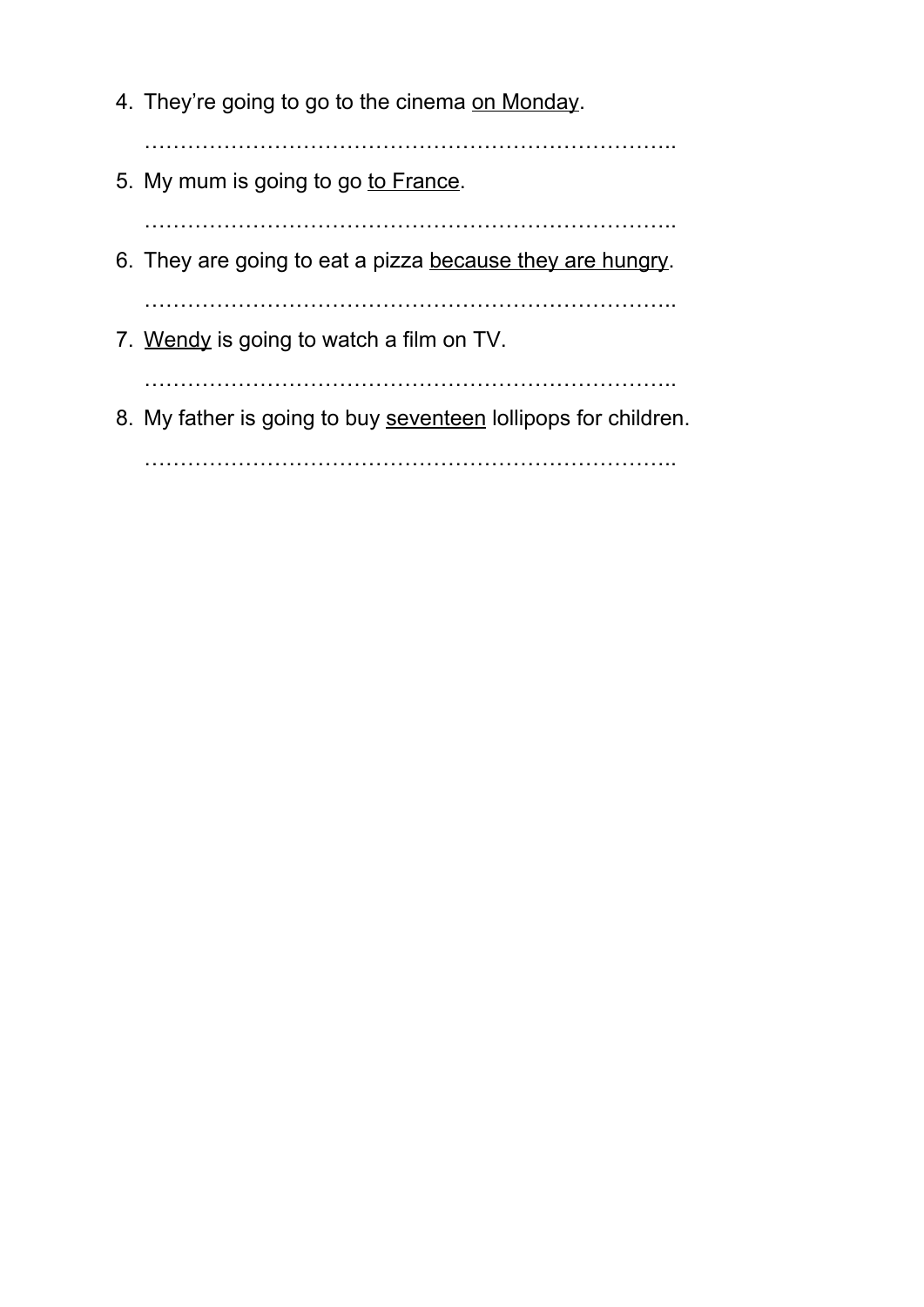4. They're going to go to the cinema <u>on Monday</u>.

   ………………………………………………………………..

5. My mum is going to go <u>to France</u>.

   ………………………………………………………………..

6. They are going to eat a pizza <u>because they are hungry</u>.

   ………………………………………………………………..

7. <u>Wendy</u> is going to watch a film on TV.

   ………………………………………………………………..

8. My father is going to buy <u>seventeen</u> lollipops for children.

   ………………………………………………………………..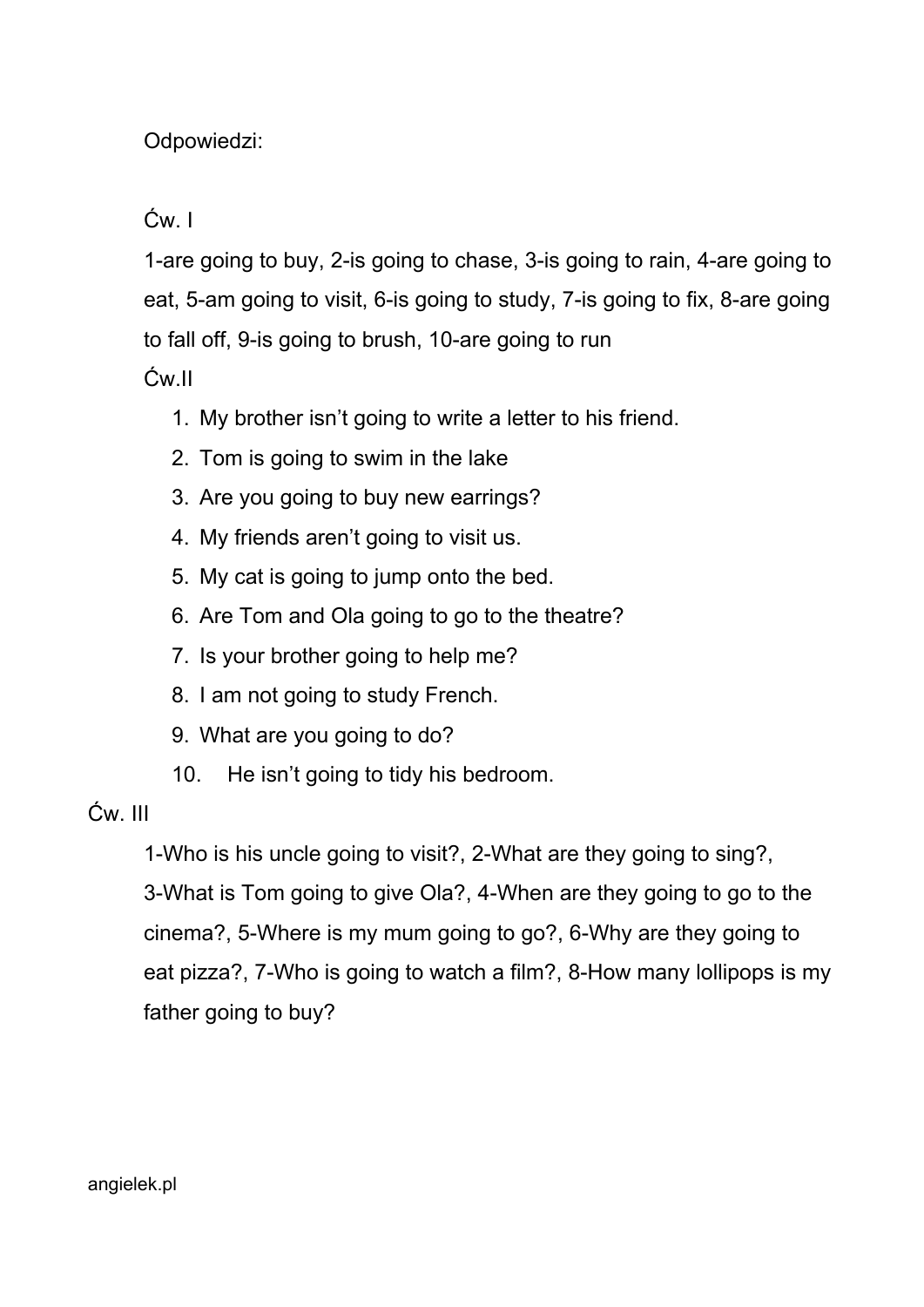Odpowiedzi:

Ćw. I

1-are going to buy, 2-is going to chase, 3-is going to rain, 4-are going to eat, 5-am going to visit, 6-is going to study, 7-is going to fix, 8-are going to fall off, 9-is going to brush, 10-are going to run

Ćw.II

1. My brother isn't going to write a letter to his friend.
2. Tom is going to swim in the lake
3. Are you going to buy new earrings?
4. My friends aren't going to visit us.
5. My cat is going to jump onto the bed.
6. Are Tom and Ola going to go to the theatre?
7. Is your brother going to help me?
8. I am not going to study French.
9. What are you going to do?
10. He isn't going to tidy his bedroom.

Ćw. III

1-Who is his uncle going to visit?, 2-What are they going to sing?, 3-What is Tom going to give Ola?, 4-When are they going to go to the cinema?, 5-Where is my mum going to go?, 6-Why are they going to eat pizza?, 7-Who is going to watch a film?, 8-How many lollipops is my father going to buy?

angielek.pl